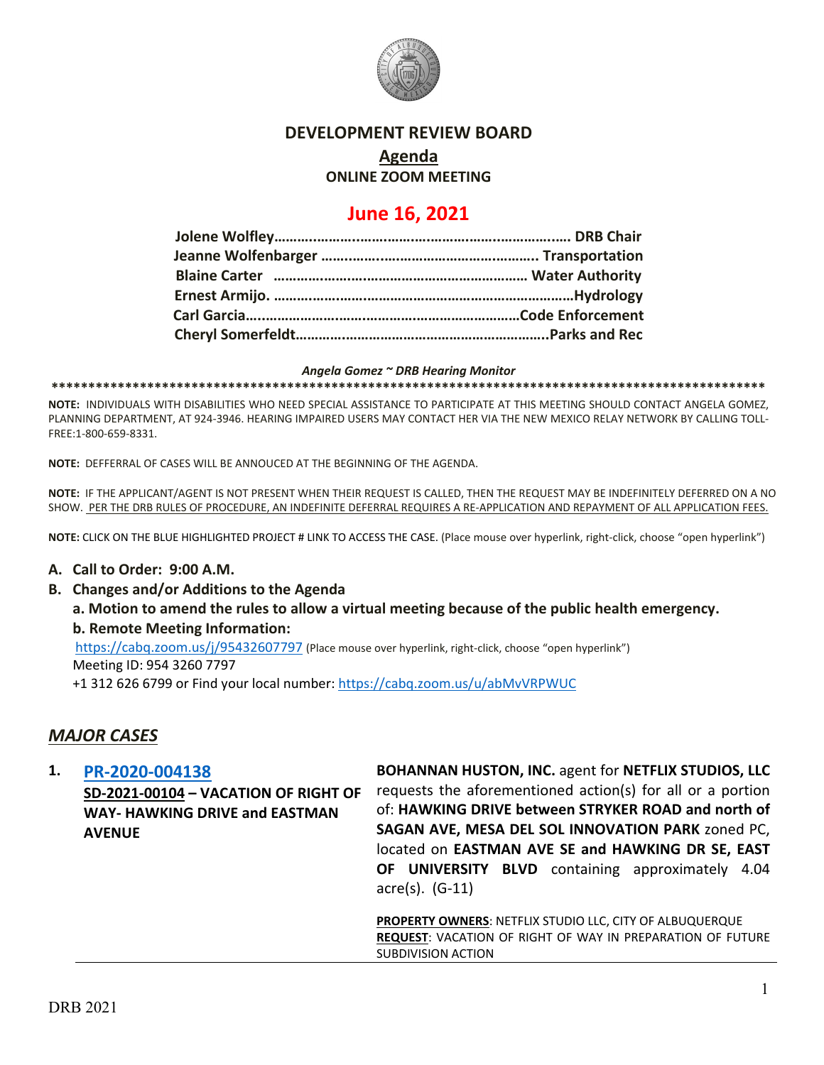# DEVELOPMENT REVIEW BOARD

## Agenda

### ONLINE ZOOM MEETING

## June 16, 2021

**Jolene Wolfley………………………………………………………………. DRB Chair**
**Jeanne Wolfenbarger ……………………………………………….. Transportation**
**Blaine Carter ………………………………………………………… Water Authority**
**Ernest Armijo. ………………………………………………………………Hydrology**
**Carl Garcia……………………………………………………………Code Enforcement**
**Cheryl Somerfeldt………………………………………………………..Parks and Rec**

***Angela Gomez ~ DRB Hearing Monitor***

**************************************************************************************************

**NOTE:** INDIVIDUALS WITH DISABILITIES WHO NEED SPECIAL ASSISTANCE TO PARTICIPATE AT THIS MEETING SHOULD CONTACT ANGELA GOMEZ, PLANNING DEPARTMENT, AT 924-3946. HEARING IMPAIRED USERS MAY CONTACT HER VIA THE NEW MEXICO RELAY NETWORK BY CALLING TOLL-FREE:1-800-659-8331.

**NOTE:** DEFFERRAL OF CASES WILL BE ANNOUCED AT THE BEGINNING OF THE AGENDA.

**NOTE:** IF THE APPLICANT/AGENT IS NOT PRESENT WHEN THEIR REQUEST IS CALLED, THEN THE REQUEST MAY BE INDEFINITELY DEFERRED ON A NO SHOW. PER THE DRB RULES OF PROCEDURE, AN INDEFINITE DEFERRAL REQUIRES A RE-APPLICATION AND REPAYMENT OF ALL APPLICATION FEES.

**NOTE:** CLICK ON THE BLUE HIGHLIGHTED PROJECT # LINK TO ACCESS THE CASE. (Place mouse over hyperlink, right-click, choose "open hyperlink")

**A. Call to Order: 9:00 A.M.**

**B. Changes and/or Additions to the Agenda**

**a. Motion to amend the rules to allow a virtual meeting because of the public health emergency.**

**b. Remote Meeting Information:**

https://cabq.zoom.us/j/95432607797 (Place mouse over hyperlink, right-click, choose "open hyperlink")
Meeting ID: 954 3260 7797
+1 312 626 6799 or Find your local number: https://cabq.zoom.us/u/abMvVRPWUC

## *MAJOR CASES*

**1. PR-2020-004138**
**SD-2021-00104 – VACATION OF RIGHT OF WAY- HAWKING DRIVE and EASTMAN AVENUE**

**BOHANNAN HUSTON, INC.** agent for **NETFLIX STUDIOS, LLC** requests the aforementioned action(s) for all or a portion of: **HAWKING DRIVE between STRYKER ROAD and north of SAGAN AVE, MESA DEL SOL INNOVATION PARK** zoned PC, located on **EASTMAN AVE SE and HAWKING DR SE, EAST OF UNIVERSITY BLVD** containing approximately 4.04 acre(s). (G-11)

**PROPERTY OWNERS**: NETFLIX STUDIO LLC, CITY OF ALBUQUERQUE
**REQUEST**: VACATION OF RIGHT OF WAY IN PREPARATION OF FUTURE SUBDIVISION ACTION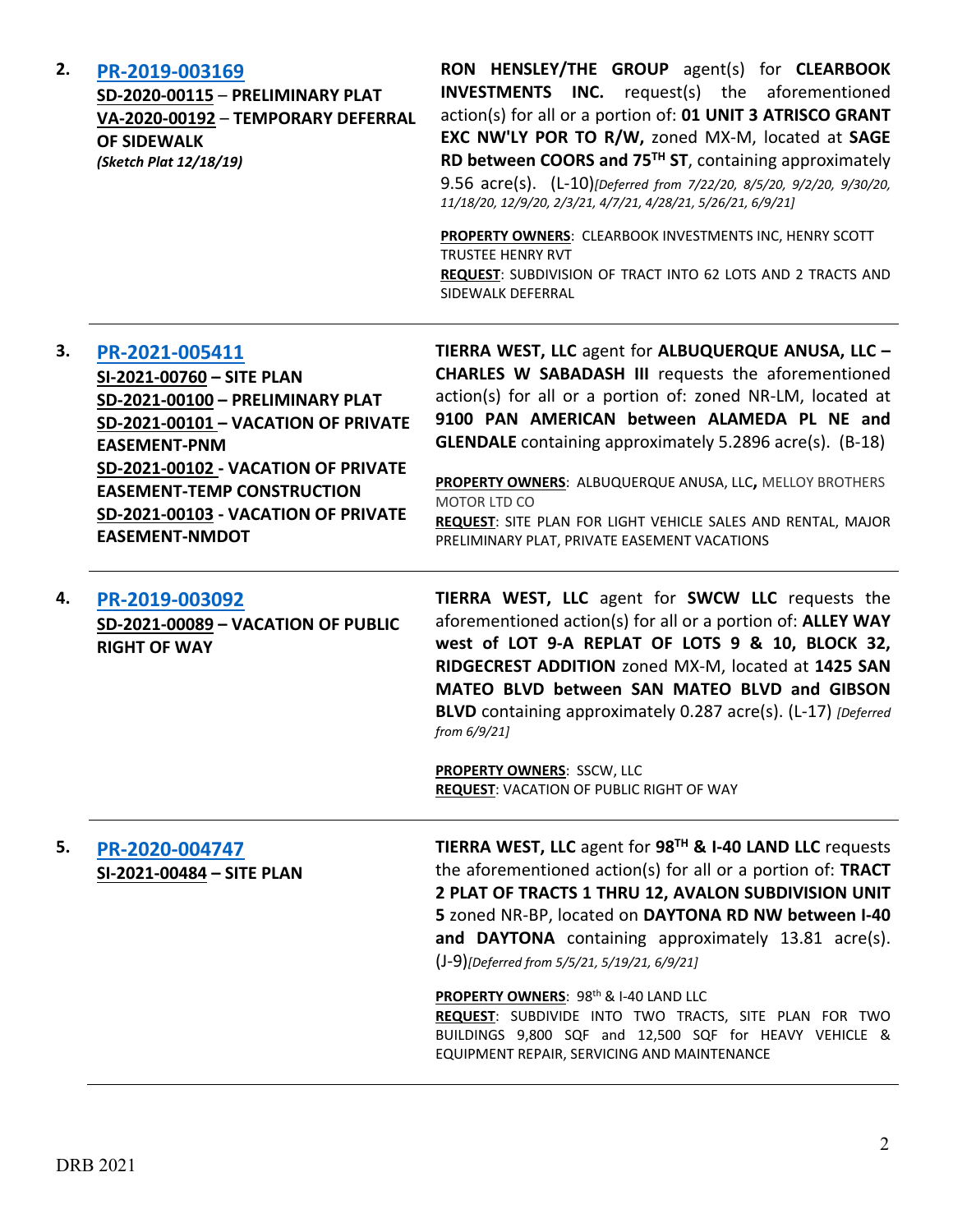2. **PR-2019-003169**
**SD-2020-00115** – **PRELIMINARY PLAT**
**VA-2020-00192** – **TEMPORARY DEFERRAL OF SIDEWALK**
***(Sketch Plat 12/18/19)***

**RON HENSLEY/THE GROUP** agent(s) for **CLEARBOOK INVESTMENTS INC.** request(s) the aforementioned action(s) for all or a portion of: **01 UNIT 3 ATRISCO GRANT EXC NW'LY POR TO R/W,** zoned MX-M, located at **SAGE RD between COORS and 75TH ST**, containing approximately 9.56 acre(s). (L-10)*[Deferred from 7/22/20, 8/5/20, 9/2/20, 9/30/20, 11/18/20, 12/9/20, 2/3/21, 4/7/21, 4/28/21, 5/26/21, 6/9/21]*

**PROPERTY OWNERS**: CLEARBOOK INVESTMENTS INC, HENRY SCOTT TRUSTEE HENRY RVT
**REQUEST**: SUBDIVISION OF TRACT INTO 62 LOTS AND 2 TRACTS AND SIDEWALK DEFERRAL

---

3. **PR-2021-005411**
**SI-2021-00760 – SITE PLAN**
**SD-2021-00100 – PRELIMINARY PLAT**
**SD-2021-00101 – VACATION OF PRIVATE EASEMENT-PNM**
**SD-2021-00102 - VACATION OF PRIVATE EASEMENT-TEMP CONSTRUCTION**
**SD-2021-00103 - VACATION OF PRIVATE EASEMENT-NMDOT**

**TIERRA WEST, LLC** agent for **ALBUQUERQUE ANUSA, LLC – CHARLES W SABADASH III** requests the aforementioned action(s) for all or a portion of: zoned NR-LM, located at **9100 PAN AMERICAN between ALAMEDA PL NE and GLENDALE** containing approximately 5.2896 acre(s). (B-18)

**PROPERTY OWNERS**: ALBUQUERQUE ANUSA, LLC**,** MELLOY BROTHERS MOTOR LTD CO
**REQUEST**: SITE PLAN FOR LIGHT VEHICLE SALES AND RENTAL, MAJOR PRELIMINARY PLAT, PRIVATE EASEMENT VACATIONS

---

4. **PR-2019-003092**
**SD-2021-00089 – VACATION OF PUBLIC RIGHT OF WAY**

**TIERRA WEST, LLC** agent for **SWCW LLC** requests the aforementioned action(s) for all or a portion of: **ALLEY WAY west of LOT 9-A REPLAT OF LOTS 9 & 10, BLOCK 32, RIDGECREST ADDITION** zoned MX-M, located at **1425 SAN MATEO BLVD between SAN MATEO BLVD and GIBSON BLVD** containing approximately 0.287 acre(s). (L-17) *[Deferred from 6/9/21]*

**PROPERTY OWNERS**: SSCW, LLC
**REQUEST**: VACATION OF PUBLIC RIGHT OF WAY

---

5. **PR-2020-004747**
**SI-2021-00484 – SITE PLAN**

**TIERRA WEST, LLC** agent for **98TH & I-40 LAND LLC** requests the aforementioned action(s) for all or a portion of: **TRACT 2 PLAT OF TRACTS 1 THRU 12, AVALON SUBDIVISION UNIT 5** zoned NR-BP, located on **DAYTONA RD NW between I-40 and DAYTONA** containing approximately 13.81 acre(s). (J-9)*[Deferred from 5/5/21, 5/19/21, 6/9/21]*

**PROPERTY OWNERS**: 98th & I-40 LAND LLC
**REQUEST**: SUBDIVIDE INTO TWO TRACTS, SITE PLAN FOR TWO BUILDINGS 9,800 SQF and 12,500 SQF for HEAVY VEHICLE & EQUIPMENT REPAIR, SERVICING AND MAINTENANCE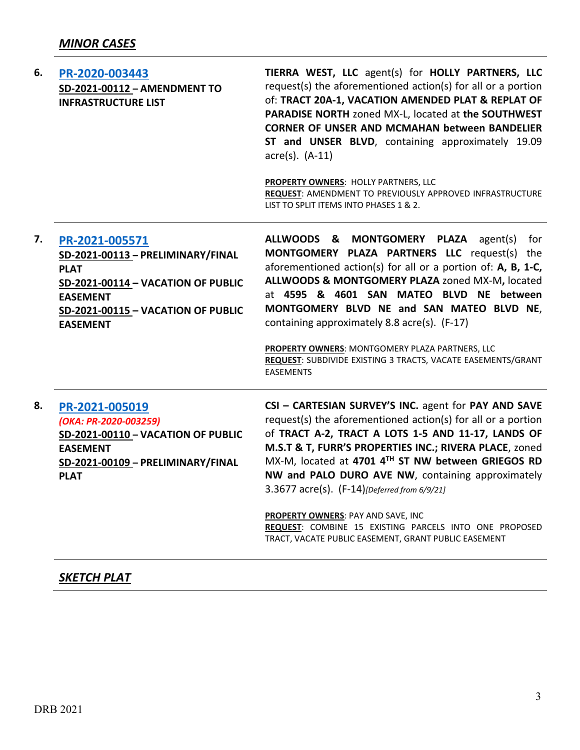## *MINOR CASES*

| | | |
|---|---|---|
| **6.** | **PR-2020-003443**<br>**SD-2021-00112 – AMENDMENT TO INFRASTRUCTURE LIST** | **TIERRA WEST, LLC** agent(s) for **HOLLY PARTNERS, LLC** request(s) the aforementioned action(s) for all or a portion of: **TRACT 20A-1, VACATION AMENDED PLAT & REPLAT OF PARADISE NORTH** zoned MX-L, located at **the SOUTHWEST CORNER OF UNSER AND MCMAHAN between BANDELIER ST and UNSER BLVD**, containing approximately 19.09 acre(s). (A-11)<br><br>**PROPERTY OWNERS**: HOLLY PARTNERS, LLC<br>**REQUEST**: AMENDMENT TO PREVIOUSLY APPROVED INFRASTRUCTURE LIST TO SPLIT ITEMS INTO PHASES 1 & 2. |
| **7.** | **PR-2021-005571**<br>**SD-2021-00113 – PRELIMINARY/FINAL PLAT**<br>**SD-2021-00114 – VACATION OF PUBLIC EASEMENT**<br>**SD-2021-00115 – VACATION OF PUBLIC EASEMENT** | **ALLWOODS & MONTGOMERY PLAZA** agent(s) for **MONTGOMERY PLAZA PARTNERS LLC** request(s) the aforementioned action(s) for all or a portion of: **A, B, 1-C, ALLWOODS & MONTGOMERY PLAZA** zoned MX-M**,** located at **4595 & 4601 SAN MATEO BLVD NE between MONTGOMERY BLVD NE and SAN MATEO BLVD NE**, containing approximately 8.8 acre(s). (F-17)<br><br>**PROPERTY OWNERS**: MONTGOMERY PLAZA PARTNERS, LLC<br>**REQUEST**: SUBDIVIDE EXISTING 3 TRACTS, VACATE EASEMENTS/GRANT EASEMENTS |
| **8.** | **PR-2021-005019**<br>***(OKA: PR-2020-003259)***<br>**SD-2021-00110 – VACATION OF PUBLIC EASEMENT**<br>**SD-2021-00109 – PRELIMINARY/FINAL PLAT** | **CSI – CARTESIAN SURVEY'S INC.** agent for **PAY AND SAVE** request(s) the aforementioned action(s) for all or a portion of **TRACT A-2, TRACT A LOTS 1-5 AND 11-17, LANDS OF M.S.T & T, FURR'S PROPERTIES INC.; RIVERA PLACE**, zoned MX-M, located at **4701 4TH ST NW between GRIEGOS RD NW and PALO DURO AVE NW**, containing approximately 3.3677 acre(s). (F-14)*[Deferred from 6/9/21]*<br><br>**PROPERTY OWNERS**: PAY AND SAVE, INC<br>**REQUEST**: COMBINE 15 EXISTING PARCELS INTO ONE PROPOSED TRACT, VACATE PUBLIC EASEMENT, GRANT PUBLIC EASEMENT |

## *SKETCH PLAT*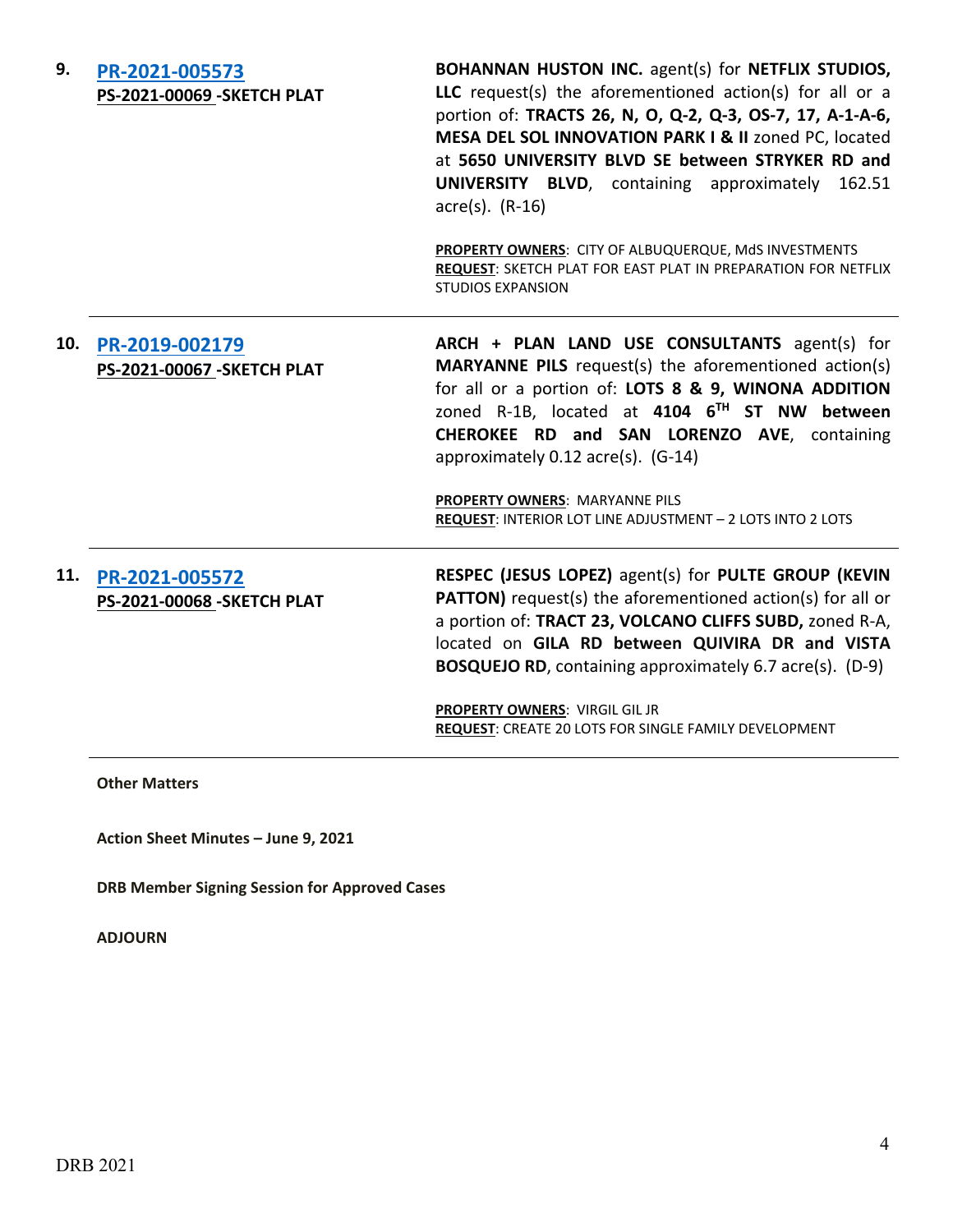**9.** **[PR-2021-005573]**
**PS-2021-00069 -SKETCH PLAT**

**BOHANNAN HUSTON INC.** agent(s) for **NETFLIX STUDIOS, LLC** request(s) the aforementioned action(s) for all or a portion of: **TRACTS 26, N, O, Q-2, Q-3, OS-7, 17, A-1-A-6, MESA DEL SOL INNOVATION PARK I & II** zoned PC, located at **5650 UNIVERSITY BLVD SE between STRYKER RD and UNIVERSITY BLVD**, containing approximately 162.51 acre(s). (R-16)

**PROPERTY OWNERS**: CITY OF ALBUQUERQUE, MdS INVESTMENTS
**REQUEST**: SKETCH PLAT FOR EAST PLAT IN PREPARATION FOR NETFLIX STUDIOS EXPANSION

---

**10.** **[PR-2019-002179]**
**PS-2021-00067 -SKETCH PLAT**

**ARCH + PLAN LAND USE CONSULTANTS** agent(s) for **MARYANNE PILS** request(s) the aforementioned action(s) for all or a portion of: **LOTS 8 & 9, WINONA ADDITION** zoned R-1B, located at **4104 6TH ST NW between CHEROKEE RD and SAN LORENZO AVE**, containing approximately 0.12 acre(s). (G-14)

**PROPERTY OWNERS**: MARYANNE PILS
**REQUEST**: INTERIOR LOT LINE ADJUSTMENT – 2 LOTS INTO 2 LOTS

---

**11.** **[PR-2021-005572]**
**PS-2021-00068 -SKETCH PLAT**

**RESPEC (JESUS LOPEZ)** agent(s) for **PULTE GROUP (KEVIN PATTON)** request(s) the aforementioned action(s) for all or a portion of: **TRACT 23, VOLCANO CLIFFS SUBD,** zoned R-A, located on **GILA RD between QUIVIRA DR and VISTA BOSQUEJO RD**, containing approximately 6.7 acre(s). (D-9)

**PROPERTY OWNERS**: VIRGIL GIL JR
**REQUEST**: CREATE 20 LOTS FOR SINGLE FAMILY DEVELOPMENT

---

**Other Matters**

**Action Sheet Minutes – June 9, 2021**

**DRB Member Signing Session for Approved Cases**

**ADJOURN**

DRB 2021